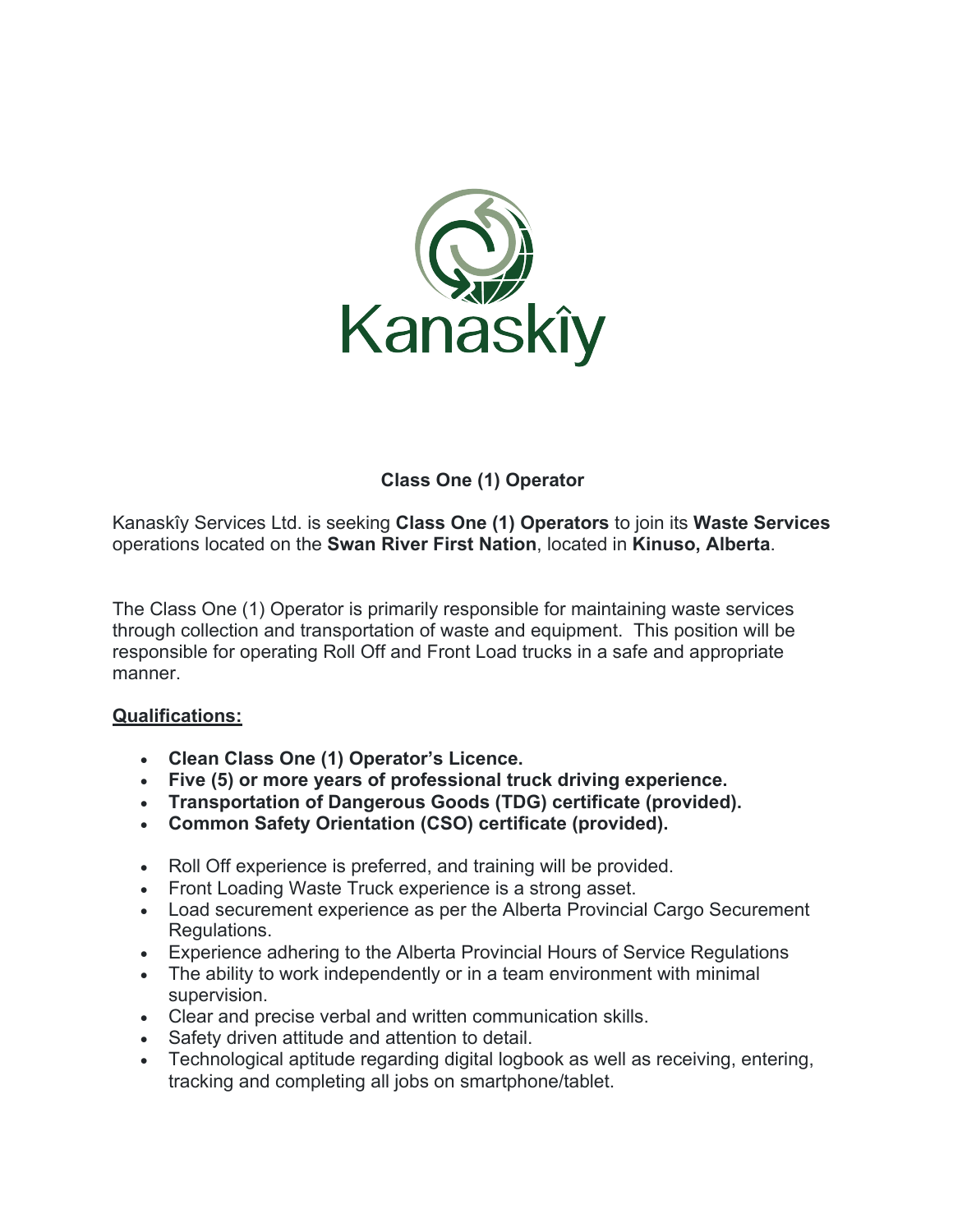Kanaskîy

# Class One (1) Operator

Kanaskîy Services Ltd. is seeking **Class One (1) Operators** to join its **Waste Services** operations located on the **Swan River First Nation**, located in **Kinuso, Alberta**.

The Class One (1) Operator is primarily responsible for maintaining waste services through collection and transportation of waste and equipment. This position will be responsible for operating Roll Off and Front Load trucks in a safe and appropriate manner.

**<u>Qualifications:</u>**

- **Clean Class One (1) Operator's Licence.**
- **Five (5) or more years of professional truck driving experience.**
- **Transportation of Dangerous Goods (TDG) certificate (provided).**
- **Common Safety Orientation (CSO) certificate (provided).**

- Roll Off experience is preferred, and training will be provided.
- Front Loading Waste Truck experience is a strong asset.
- Load securement experience as per the Alberta Provincial Cargo Securement Regulations.
- Experience adhering to the Alberta Provincial Hours of Service Regulations
- The ability to work independently or in a team environment with minimal supervision.
- Clear and precise verbal and written communication skills.
- Safety driven attitude and attention to detail.
- Technological aptitude regarding digital logbook as well as receiving, entering, tracking and completing all jobs on smartphone/tablet.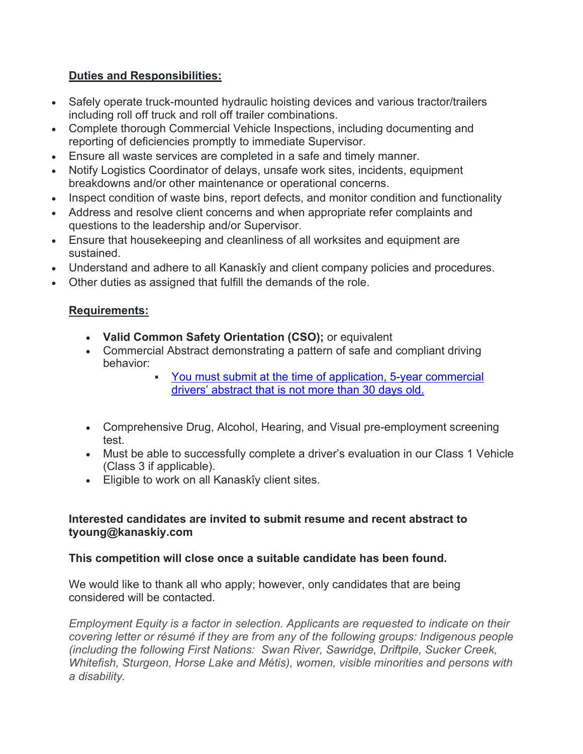**Duties and Responsibilities:**

- Safely operate truck-mounted hydraulic hoisting devices and various tractor/trailers including roll off truck and roll off trailer combinations.
- Complete thorough Commercial Vehicle Inspections, including documenting and reporting of deficiencies promptly to immediate Supervisor.
- Ensure all waste services are completed in a safe and timely manner.
- Notify Logistics Coordinator of delays, unsafe work sites, incidents, equipment breakdowns and/or other maintenance or operational concerns.
- Inspect condition of waste bins, report defects, and monitor condition and functionality
- Address and resolve client concerns and when appropriate refer complaints and questions to the leadership and/or Supervisor.
- Ensure that housekeeping and cleanliness of all worksites and equipment are sustained.
- Understand and adhere to all Kanaskîy and client company policies and procedures.
- Other duties as assigned that fulfill the demands of the role.

**Requirements:**

- **Valid Common Safety Orientation (CSO);** or equivalent
- Commercial Abstract demonstrating a pattern of safe and compliant driving behavior:
  - You must submit at the time of application, 5-year commercial drivers' abstract that is not more than 30 days old.
- Comprehensive Drug, Alcohol, Hearing, and Visual pre-employment screening test.
- Must be able to successfully complete a driver's evaluation in our Class 1 Vehicle (Class 3 if applicable).
- Eligible to work on all Kanaskîy client sites.

**Interested candidates are invited to submit resume and recent abstract to tyoung@kanaskiy.com**

**This competition will close once a suitable candidate has been found.**

We would like to thank all who apply; however, only candidates that are being considered will be contacted.

*Employment Equity is a factor in selection. Applicants are requested to indicate on their covering letter or résumé if they are from any of the following groups: Indigenous people (including the following First Nations: Swan River, Sawridge, Driftpile, Sucker Creek, Whitefish, Sturgeon, Horse Lake and Métis), women, visible minorities and persons with a disability.*